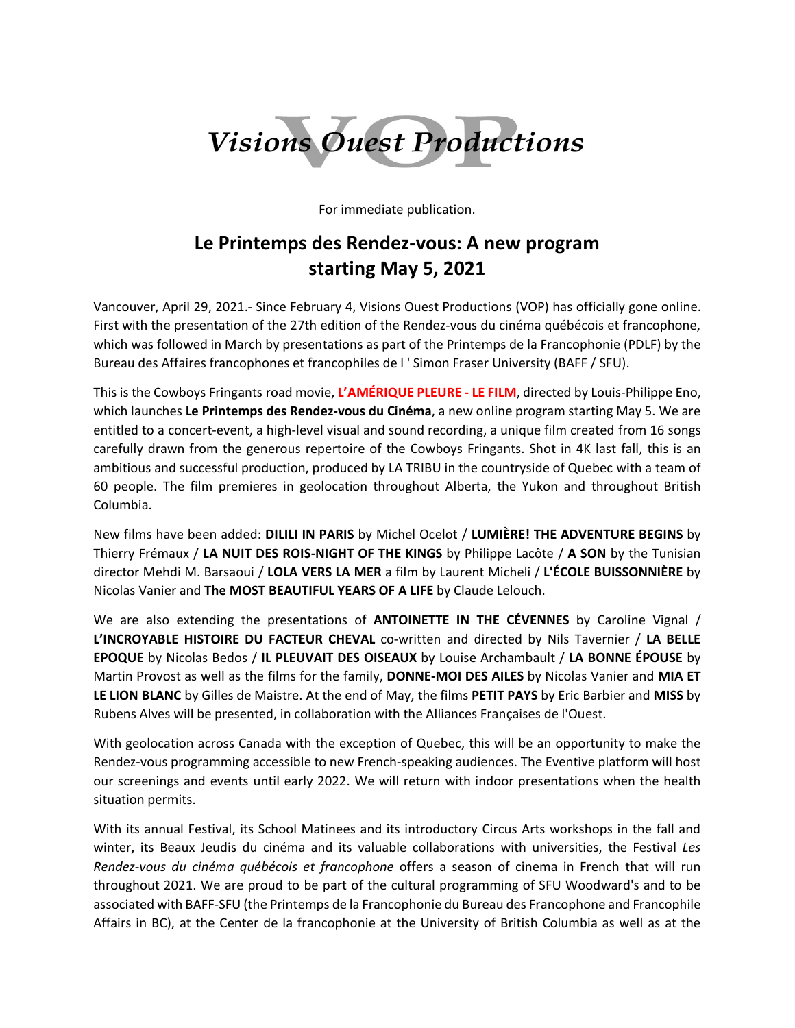# Visions Ouest Productions

For immediate publication.

## Le Printemps des Rendez-vous: A new program starting May 5, 2021

Vancouver, April 29, 2021.- Since February 4, Visions Ouest Productions (VOP) has officially gone online. First with the presentation of the 27th edition of the Rendez-vous du cinéma québécois et francophone, which was followed in March by presentations as part of the Printemps de la Francophonie (PDLF) by the Bureau des Affaires francophones et francophiles de l ' Simon Fraser University (BAFF / SFU).

This is the Cowboys Fringants road movie, **L'AMÉRIQUE PLEURE - LE FILM**, directed by Louis-Philippe Eno, which launches **Le Printemps des Rendez-vous du Cinéma**, a new online program starting May 5. We are entitled to a concert-event, a high-level visual and sound recording, a unique film created from 16 songs carefully drawn from the generous repertoire of the Cowboys Fringants. Shot in 4K last fall, this is an ambitious and successful production, produced by LA TRIBU in the countryside of Quebec with a team of 60 people. The film premieres in geolocation throughout Alberta, the Yukon and throughout British Columbia.

New films have been added: **DILILI IN PARIS** by Michel Ocelot / **LUMIÈRE! THE ADVENTURE BEGINS** by Thierry Frémaux / **LA NUIT DES ROIS-NIGHT OF THE KINGS** by Philippe Lacôte / **A SON** by the Tunisian director Mehdi M. Barsaoui / **LOLA VERS LA MER** a film by Laurent Micheli / **L'ÉCOLE BUISSONNIÈRE** by Nicolas Vanier and **The MOST BEAUTIFUL YEARS OF A LIFE** by Claude Lelouch.

We are also extending the presentations of **ANTOINETTE IN THE CÉVENNES** by Caroline Vignal / **L'INCROYABLE HISTOIRE DU FACTEUR CHEVAL** co-written and directed by Nils Tavernier / **LA BELLE EPOQUE** by Nicolas Bedos / **IL PLEUVAIT DES OISEAUX** by Louise Archambault / **LA BONNE ÉPOUSE** by Martin Provost as well as the films for the family, **DONNE-MOI DES AILES** by Nicolas Vanier and **MIA ET LE LION BLANC** by Gilles de Maistre. At the end of May, the films **PETIT PAYS** by Eric Barbier and **MISS** by Rubens Alves will be presented, in collaboration with the Alliances Françaises de l'Ouest.

With geolocation across Canada with the exception of Quebec, this will be an opportunity to make the Rendez-vous programming accessible to new French-speaking audiences. The Eventive platform will host our screenings and events until early 2022. We will return with indoor presentations when the health situation permits.

With its annual Festival, its School Matinees and its introductory Circus Arts workshops in the fall and winter, its Beaux Jeudis du cinéma and its valuable collaborations with universities, the Festival *Les Rendez-vous du cinéma québécois et francophone* offers a season of cinema in French that will run throughout 2021. We are proud to be part of the cultural programming of SFU Woodward's and to be associated with BAFF-SFU (the Printemps de la Francophonie du Bureau des Francophone and Francophile Affairs in BC), at the Center de la francophonie at the University of British Columbia as well as at the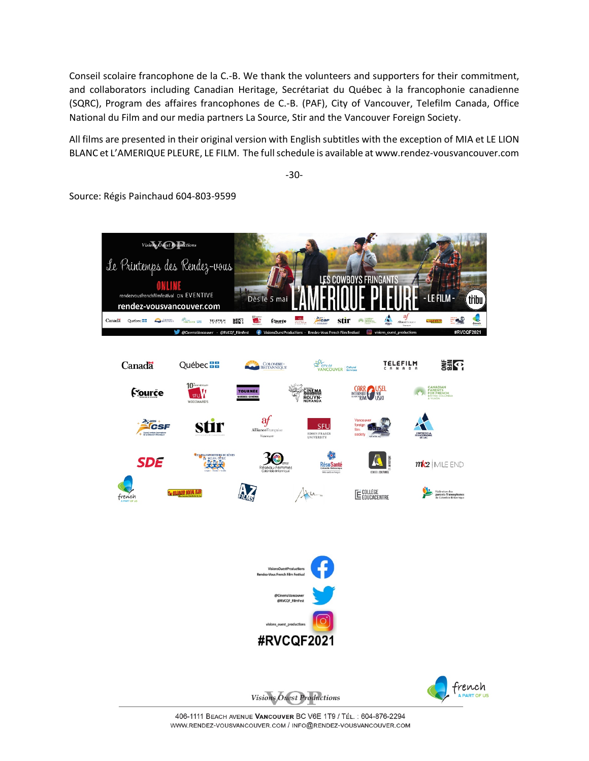Conseil scolaire francophone de la C.-B. We thank the volunteers and supporters for their commitment, and collaborators including Canadian Heritage, Secrétariat du Québec à la francophonie canadienne (SQRC), Program des affaires francophones de C.-B. (PAF), City of Vancouver, Telefilm Canada, Office National du Film and our media partners La Source, Stir and the Vancouver Foreign Society.

All films are presented in their original version with English subtitles with the exception of MIA et LE LION BLANC et L'AMERIQUE PLEURE, LE FILM. The full schedule is available at www.rendez-vousvancouver.com

-30-

Source: Régis Painchaud 604-803-9599

#RVCQF2021

406-1111 Beach avenue Vancouver BC V6E 1T9 / Tél. : 604-876-2294
www.rendez-vousvancouver.com / info@rendez-vousvancouver.com